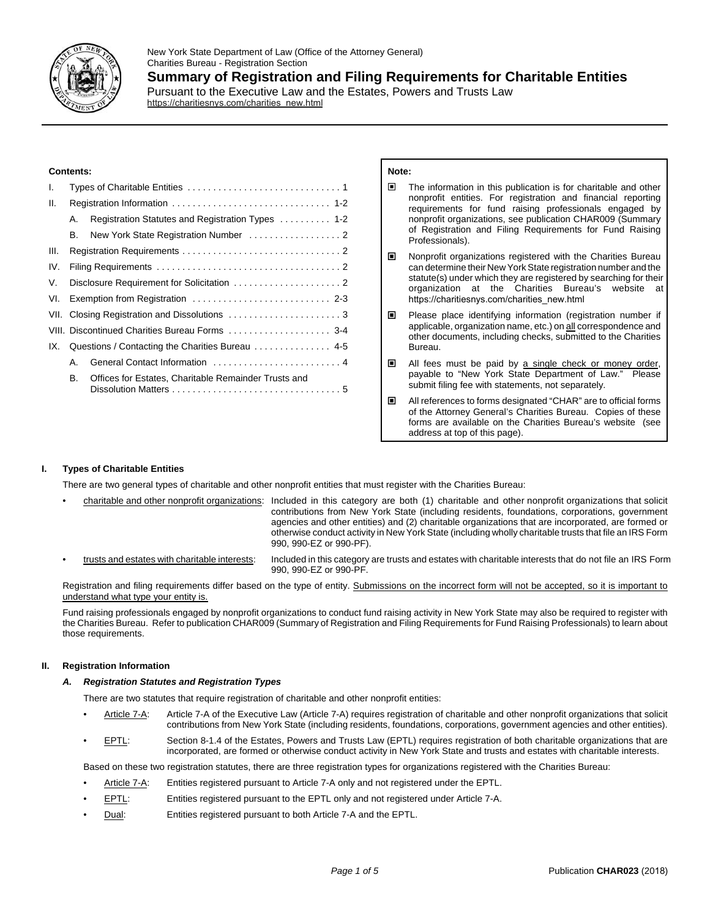New York State Department of Law (Office of the Attorney General)
Charities Bureau - Registration Section

# Summary of Registration and Filing Requirements for Charitable Entities

Pursuant to the Executive Law and the Estates, Powers and Trusts Law
https://charitiesnys.com/charities_new.html

**Contents:**

- I. Types of Charitable Entities ..... 1
- II. Registration Information ..... 1-2
  - A. Registration Statutes and Registration Types ..... 1-2
  - B. New York State Registration Number ..... 2
- III. Registration Requirements ..... 2
- IV. Filing Requirements ..... 2
- V. Disclosure Requirement for Solicitation ..... 2
- VI. Exemption from Registration ..... 2-3
- VII. Closing Registration and Dissolutions ..... 3
- VIII. Discontinued Charities Bureau Forms ..... 3-4
- IX. Questions / Contacting the Charities Bureau ..... 4-5
  - A. General Contact Information ..... 4
  - B. Offices for Estates, Charitable Remainder Trusts and Dissolution Matters ..... 5

**Note:**

- The information in this publication is for charitable and other nonprofit entities. For registration and financial reporting requirements for fund raising professionals engaged by nonprofit organizations, see publication CHAR009 (Summary of Registration and Filing Requirements for Fund Raising Professionals).
- Nonprofit organizations registered with the Charities Bureau can determine their New York State registration number and the statute(s) under which they are registered by searching for their organization at the Charities Bureau's website at https://charitiesnys.com/charities_new.html
- Please place identifying information (registration number if applicable, organization name, etc.) on <u>all</u> correspondence and other documents, including checks, submitted to the Charities Bureau.
- All fees must be paid by <u>a single check or money order</u>, payable to "New York State Department of Law." Please submit filing fee with statements, not separately.
- All references to forms designated "CHAR" are to official forms of the Attorney General's Charities Bureau. Copies of these forms are available on the Charities Bureau's website (see address at top of this page).

## I. Types of Charitable Entities

There are two general types of charitable and other nonprofit entities that must register with the Charities Bureau:

- <u>charitable and other nonprofit organizations</u>: Included in this category are both (1) charitable and other nonprofit organizations that solicit contributions from New York State (including residents, foundations, corporations, government agencies and other entities) and (2) charitable organizations that are incorporated, are formed or otherwise conduct activity in New York State (including wholly charitable trusts that file an IRS Form 990, 990-EZ or 990-PF).
- <u>trusts and estates with charitable interests</u>: Included in this category are trusts and estates with charitable interests that do not file an IRS Form 990, 990-EZ or 990-PF.

Registration and filing requirements differ based on the type of entity. <u>Submissions on the incorrect form will not be accepted, so it is important to understand what type your entity is.</u>

Fund raising professionals engaged by nonprofit organizations to conduct fund raising activity in New York State may also be required to register with the Charities Bureau. Refer to publication CHAR009 (Summary of Registration and Filing Requirements for Fund Raising Professionals) to learn about those requirements.

## II. Registration Information

### *A. Registration Statutes and Registration Types*

There are two statutes that require registration of charitable and other nonprofit entities:

- <u>Article 7-A</u>: Article 7-A of the Executive Law (Article 7-A) requires registration of charitable and other nonprofit organizations that solicit contributions from New York State (including residents, foundations, corporations, government agencies and other entities).
- <u>EPTL</u>: Section 8-1.4 of the Estates, Powers and Trusts Law (EPTL) requires registration of both charitable organizations that are incorporated, are formed or otherwise conduct activity in New York State and trusts and estates with charitable interests.

Based on these two registration statutes, there are three registration types for organizations registered with the Charities Bureau:

- <u>Article 7-A</u>: Entities registered pursuant to Article 7-A only and not registered under the EPTL.
- <u>EPTL</u>: Entities registered pursuant to the EPTL only and not registered under Article 7-A.
- <u>Dual</u>: Entities registered pursuant to both Article 7-A and the EPTL.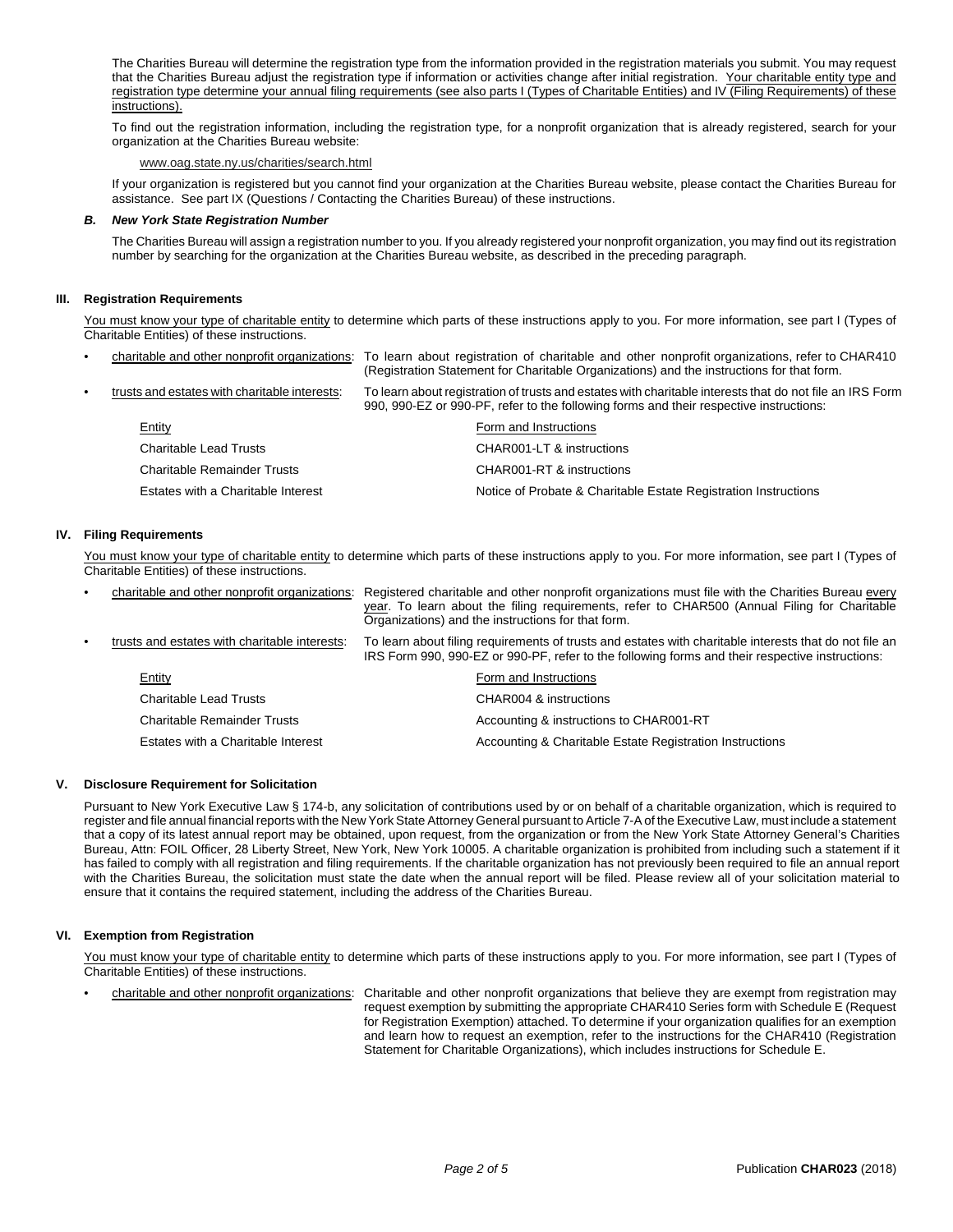The Charities Bureau will determine the registration type from the information provided in the registration materials you submit. You may request that the Charities Bureau adjust the registration type if information or activities change after initial registration. Your charitable entity type and registration type determine your annual filing requirements (see also parts I (Types of Charitable Entities) and IV (Filing Requirements) of these instructions).

To find out the registration information, including the registration type, for a nonprofit organization that is already registered, search for your organization at the Charities Bureau website:

www.oag.state.ny.us/charities/search.html

If your organization is registered but you cannot find your organization at the Charities Bureau website, please contact the Charities Bureau for assistance. See part IX (Questions / Contacting the Charities Bureau) of these instructions.

### *B. New York State Registration Number*

The Charities Bureau will assign a registration number to you. If you already registered your nonprofit organization, you may find out its registration number by searching for the organization at the Charities Bureau website, as described in the preceding paragraph.

## III. Registration Requirements

You must know your type of charitable entity to determine which parts of these instructions apply to you. For more information, see part I (Types of Charitable Entities) of these instructions.

- charitable and other nonprofit organizations: To learn about registration of charitable and other nonprofit organizations, refer to CHAR410 (Registration Statement for Charitable Organizations) and the instructions for that form.
- trusts and estates with charitable interests: To learn about registration of trusts and estates with charitable interests that do not file an IRS Form 990, 990-EZ or 990-PF, refer to the following forms and their respective instructions:

| Entity | Form and Instructions |
|---|---|
| Charitable Lead Trusts | CHAR001-LT & instructions |
| Charitable Remainder Trusts | CHAR001-RT & instructions |
| Estates with a Charitable Interest | Notice of Probate & Charitable Estate Registration Instructions |

## IV. Filing Requirements

You must know your type of charitable entity to determine which parts of these instructions apply to you. For more information, see part I (Types of Charitable Entities) of these instructions.

- charitable and other nonprofit organizations: Registered charitable and other nonprofit organizations must file with the Charities Bureau every year. To learn about the filing requirements, refer to CHAR500 (Annual Filing for Charitable Organizations) and the instructions for that form.
- trusts and estates with charitable interests: To learn about filing requirements of trusts and estates with charitable interests that do not file an IRS Form 990, 990-EZ or 990-PF, refer to the following forms and their respective instructions:

| Entity | Form and Instructions |
|---|---|
| Charitable Lead Trusts | CHAR004 & instructions |
| Charitable Remainder Trusts | Accounting & instructions to CHAR001-RT |
| Estates with a Charitable Interest | Accounting & Charitable Estate Registration Instructions |

## V. Disclosure Requirement for Solicitation

Pursuant to New York Executive Law § 174-b, any solicitation of contributions used by or on behalf of a charitable organization, which is required to register and file annual financial reports with the New York State Attorney General pursuant to Article 7-A of the Executive Law, must include a statement that a copy of its latest annual report may be obtained, upon request, from the organization or from the New York State Attorney General's Charities Bureau, Attn: FOIL Officer, 28 Liberty Street, New York, New York 10005. A charitable organization is prohibited from including such a statement if it has failed to comply with all registration and filing requirements. If the charitable organization has not previously been required to file an annual report with the Charities Bureau, the solicitation must state the date when the annual report will be filed. Please review all of your solicitation material to ensure that it contains the required statement, including the address of the Charities Bureau.

## VI. Exemption from Registration

You must know your type of charitable entity to determine which parts of these instructions apply to you. For more information, see part I (Types of Charitable Entities) of these instructions.

- charitable and other nonprofit organizations: Charitable and other nonprofit organizations that believe they are exempt from registration may request exemption by submitting the appropriate CHAR410 Series form with Schedule E (Request for Registration Exemption) attached. To determine if your organization qualifies for an exemption and learn how to request an exemption, refer to the instructions for the CHAR410 (Registration Statement for Charitable Organizations), which includes instructions for Schedule E.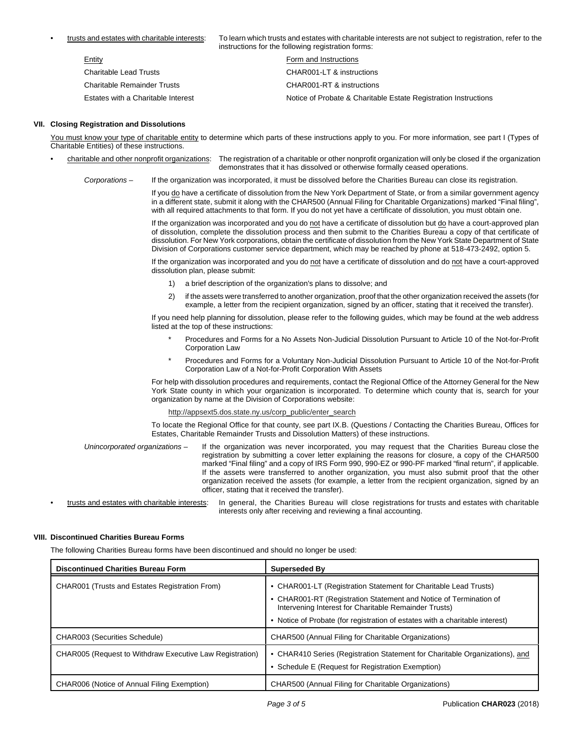- trusts and estates with charitable interests: To learn which trusts and estates with charitable interests are not subject to registration, refer to the instructions for the following registration forms:

| Entity | Form and Instructions |
|---|---|
| Charitable Lead Trusts | CHAR001-LT & instructions |
| Charitable Remainder Trusts | CHAR001-RT & instructions |
| Estates with a Charitable Interest | Notice of Probate & Charitable Estate Registration Instructions |

## VII. Closing Registration and Dissolutions

You must know your type of charitable entity to determine which parts of these instructions apply to you. For more information, see part I (Types of Charitable Entities) of these instructions.

- charitable and other nonprofit organizations: The registration of a charitable or other nonprofit organization will only be closed if the organization demonstrates that it has dissolved or otherwise formally ceased operations.

*Corporations* – If the organization was incorporated, it must be dissolved before the Charities Bureau can close its registration.

If you do have a certificate of dissolution from the New York Department of State, or from a similar government agency in a different state, submit it along with the CHAR500 (Annual Filing for Charitable Organizations) marked "Final filing", with all required attachments to that form. If you do not yet have a certificate of dissolution, you must obtain one.

If the organization was incorporated and you do not have a certificate of dissolution but do have a court-approved plan of dissolution, complete the dissolution process and then submit to the Charities Bureau a copy of that certificate of dissolution. For New York corporations, obtain the certificate of dissolution from the New York State Department of State Division of Corporations customer service department, which may be reached by phone at 518-473-2492, option 5.

If the organization was incorporated and you do not have a certificate of dissolution and do not have a court-approved dissolution plan, please submit:

1) a brief description of the organization's plans to dissolve; and
2) if the assets were transferred to another organization, proof that the other organization received the assets (for example, a letter from the recipient organization, signed by an officer, stating that it received the transfer).

If you need help planning for dissolution, please refer to the following guides, which may be found at the web address listed at the top of these instructions:

* Procedures and Forms for a No Assets Non-Judicial Dissolution Pursuant to Article 10 of the Not-for-Profit Corporation Law
* Procedures and Forms for a Voluntary Non-Judicial Dissolution Pursuant to Article 10 of the Not-for-Profit Corporation Law of a Not-for-Profit Corporation With Assets

For help with dissolution procedures and requirements, contact the Regional Office of the Attorney General for the New York State county in which your organization is incorporated. To determine which county that is, search for your organization by name at the Division of Corporations website:

http://appsext5.dos.state.ny.us/corp_public/enter_search

To locate the Regional Office for that county, see part IX.B. (Questions / Contacting the Charities Bureau, Offices for Estates, Charitable Remainder Trusts and Dissolution Matters) of these instructions.

*Unincorporated organizations* – If the organization was never incorporated, you may request that the Charities Bureau close the registration by submitting a cover letter explaining the reasons for closure, a copy of the CHAR500 marked "Final filing" and a copy of IRS Form 990, 990-EZ or 990-PF marked "final return", if applicable. If the assets were transferred to another organization, you must also submit proof that the other organization received the assets (for example, a letter from the recipient organization, signed by an officer, stating that it received the transfer).

- trusts and estates with charitable interests: In general, the Charities Bureau will close registrations for trusts and estates with charitable interests only after receiving and reviewing a final accounting.

## VIII. Discontinued Charities Bureau Forms

The following Charities Bureau forms have been discontinued and should no longer be used:

| Discontinued Charities Bureau Form | Superseded By |
|---|---|
| CHAR001 (Trusts and Estates Registration From) | • CHAR001-LT (Registration Statement for Charitable Lead Trusts)<br>• CHAR001-RT (Registration Statement and Notice of Termination of Intervening Interest for Charitable Remainder Trusts)<br>• Notice of Probate (for registration of estates with a charitable interest) |
| CHAR003 (Securities Schedule) | CHAR500 (Annual Filing for Charitable Organizations) |
| CHAR005 (Request to Withdraw Executive Law Registration) | • CHAR410 Series (Registration Statement for Charitable Organizations), and<br>• Schedule E (Request for Registration Exemption) |
| CHAR006 (Notice of Annual Filing Exemption) | CHAR500 (Annual Filing for Charitable Organizations) |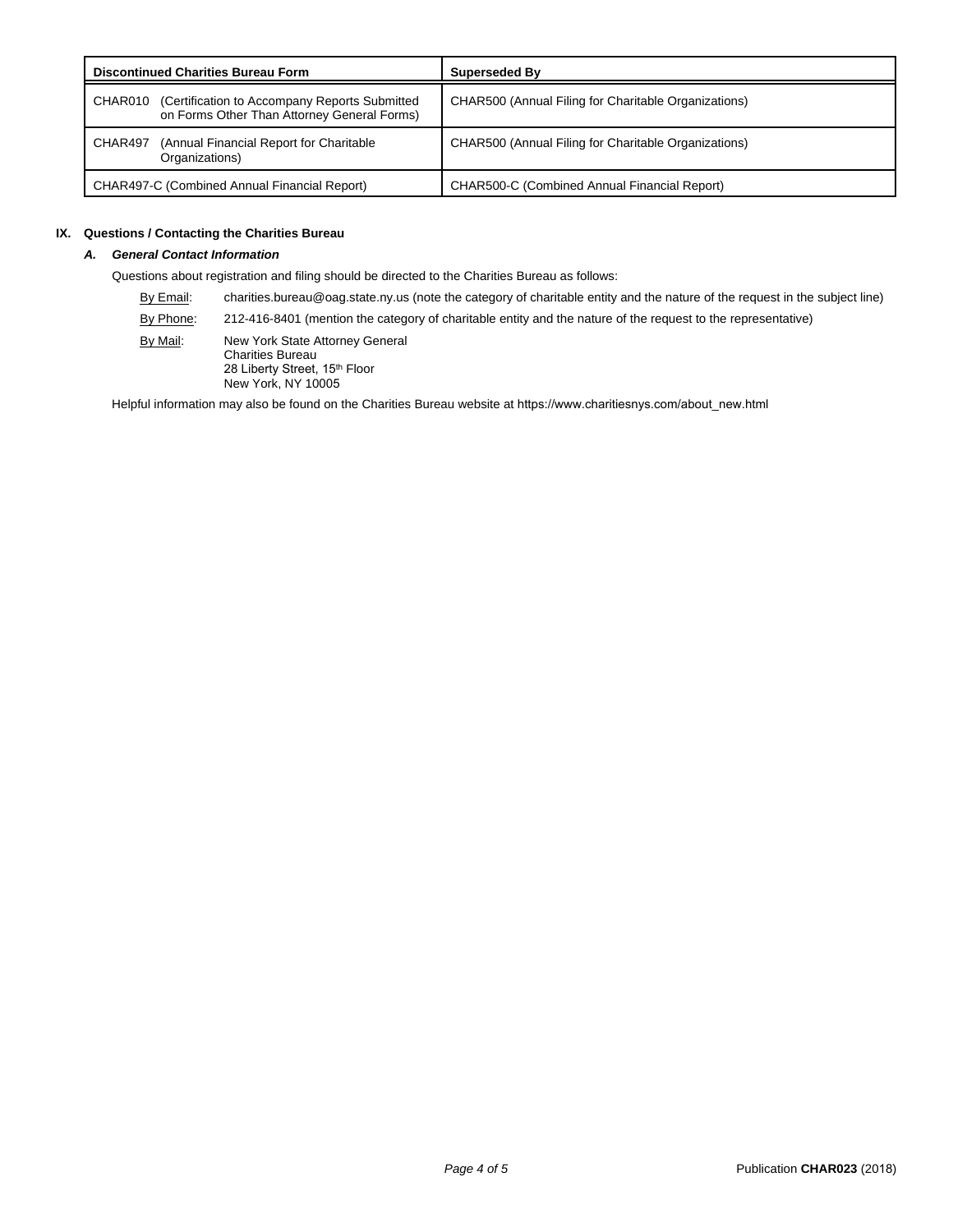| Discontinued Charities Bureau Form | Superseded By |
|---|---|
| CHAR010 (Certification to Accompany Reports Submitted on Forms Other Than Attorney General Forms) | CHAR500 (Annual Filing for Charitable Organizations) |
| CHAR497 (Annual Financial Report for Charitable Organizations) | CHAR500 (Annual Filing for Charitable Organizations) |
| CHAR497-C (Combined Annual Financial Report) | CHAR500-C (Combined Annual Financial Report) |

## IX. Questions / Contacting the Charities Bureau

### *A. General Contact Information*

Questions about registration and filing should be directed to the Charities Bureau as follows:

By Email: charities.bureau@oag.state.ny.us (note the category of charitable entity and the nature of the request in the subject line)

By Phone: 212-416-8401 (mention the category of charitable entity and the nature of the request to the representative)

By Mail: New York State Attorney General
Charities Bureau
28 Liberty Street, 15th Floor
New York, NY 10005

Helpful information may also be found on the Charities Bureau website at https://www.charitiesnys.com/about_new.html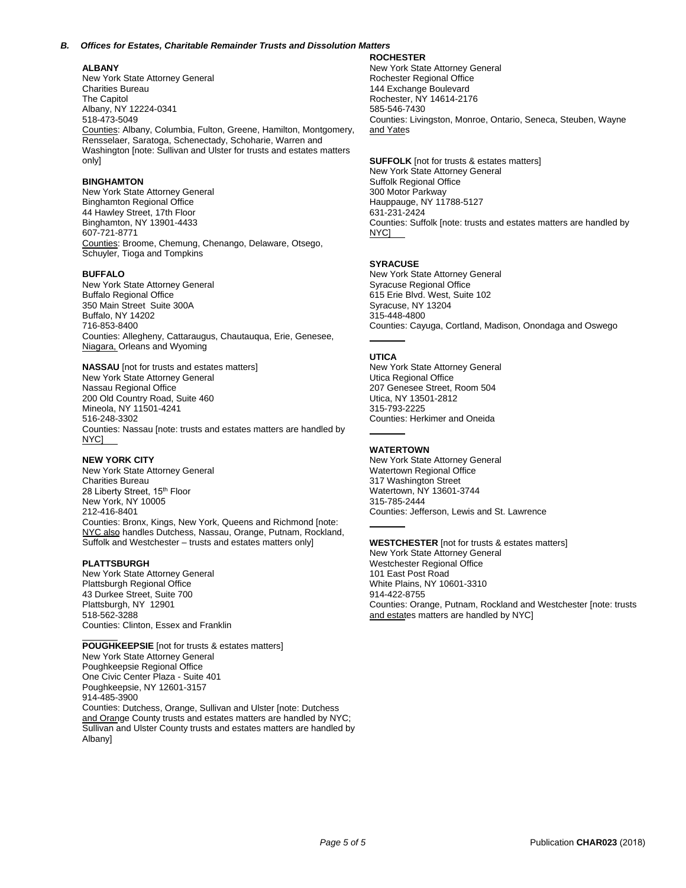### *B. Offices for Estates, Charitable Remainder Trusts and Dissolution Matters*

**ALBANY**
New York State Attorney General
Charities Bureau
The Capitol
Albany, NY 12224-0341
518-473-5049
Counties: Albany, Columbia, Fulton, Greene, Hamilton, Montgomery, Rensselaer, Saratoga, Schenectady, Schoharie, Warren and Washington [note: Sullivan and Ulster for trusts and estates matters only]

**BINGHAMTON**
New York State Attorney General
Binghamton Regional Office
44 Hawley Street, 17th Floor
Binghamton, NY 13901-4433
607-721-8771
Counties: Broome, Chemung, Chenango, Delaware, Otsego, Schuyler, Tioga and Tompkins

**BUFFALO**
New York State Attorney General
Buffalo Regional Office
350 Main Street Suite 300A
Buffalo, NY 14202
716-853-8400
Counties: Allegheny, Cattaraugus, Chautauqua, Erie, Genesee, Niagara, Orleans and Wyoming

**NASSAU** [not for trusts and estates matters]
New York State Attorney General
Nassau Regional Office
200 Old Country Road, Suite 460
Mineola, NY 11501-4241
516-248-3302
Counties: Nassau [note: trusts and estates matters are handled by NYC]

**NEW YORK CITY**
New York State Attorney General
Charities Bureau
28 Liberty Street, 15th Floor
New York, NY 10005
212-416-8401
Counties: Bronx, Kings, New York, Queens and Richmond [note: NYC also handles Dutchess, Nassau, Orange, Putnam, Rockland, Suffolk and Westchester – trusts and estates matters only]

**PLATTSBURGH**
New York State Attorney General
Plattsburgh Regional Office
43 Durkee Street, Suite 700
Plattsburgh, NY 12901
518-562-3288
Counties: Clinton, Essex and Franklin

**POUGHKEEPSIE** [not for trusts & estates matters]
New York State Attorney General
Poughkeepsie Regional Office
One Civic Center Plaza - Suite 401
Poughkeepsie, NY 12601-3157
914-485-3900
Counties: Dutchess, Orange, Sullivan and Ulster [note: Dutchess and Orange County trusts and estates matters are handled by NYC; Sullivan and Ulster County trusts and estates matters are handled by Albany]

**ROCHESTER**
New York State Attorney General
Rochester Regional Office
144 Exchange Boulevard
Rochester, NY 14614-2176
585-546-7430
Counties: Livingston, Monroe, Ontario, Seneca, Steuben, Wayne and Yates

**SUFFOLK** [not for trusts & estates matters]
New York State Attorney General
Suffolk Regional Office
300 Motor Parkway
Hauppauge, NY 11788-5127
631-231-2424
Counties: Suffolk [note: trusts and estates matters are handled by NYC]

**SYRACUSE**
New York State Attorney General
Syracuse Regional Office
615 Erie Blvd. West, Suite 102
Syracuse, NY 13204
315-448-4800
Counties: Cayuga, Cortland, Madison, Onondaga and Oswego

**UTICA**
New York State Attorney General
Utica Regional Office
207 Genesee Street, Room 504
Utica, NY 13501-2812
315-793-2225
Counties: Herkimer and Oneida

**WATERTOWN**
New York State Attorney General
Watertown Regional Office
317 Washington Street
Watertown, NY 13601-3744
315-785-2444
Counties: Jefferson, Lewis and St. Lawrence

**WESTCHESTER** [not for trusts & estates matters]
New York State Attorney General
Westchester Regional Office
101 East Post Road
White Plains, NY 10601-3310
914-422-8755
Counties: Orange, Putnam, Rockland and Westchester [note: trusts and estates matters are handled by NYC]

Publication **CHAR023** (2018)